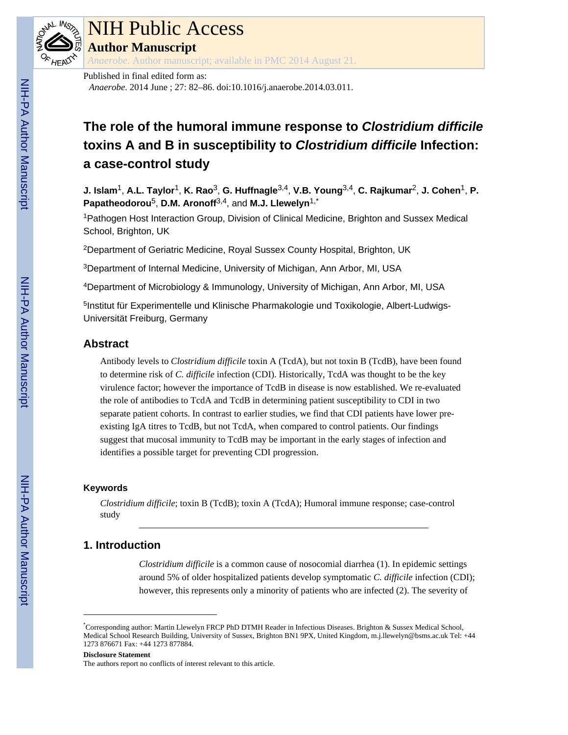Published in final edited form as:

*Anaerobe*. 2014 June ; 27: 82–86. doi:10.1016/j.anaerobe.2014.03.011.

# The role of the humoral immune response to *Clostridium difficile* toxins A and B in susceptibility to *Clostridium difficile* Infection: a case-control study

**J. Islam**[1], **A.L. Taylor**[1], **K. Rao**[3], **G. Huffnagle**[3,4], **V.B. Young**[3,4], **C. Rajkumar**[2], **J. Cohen**[1], **P. Papatheodorou**[5], **D.M. Aronoff**[3,4], and **M.J. Llewelyn**[1,*]

[1]Pathogen Host Interaction Group, Division of Clinical Medicine, Brighton and Sussex Medical School, Brighton, UK

[2]Department of Geriatric Medicine, Royal Sussex County Hospital, Brighton, UK

[3]Department of Internal Medicine, University of Michigan, Ann Arbor, MI, USA

[4]Department of Microbiology & Immunology, University of Michigan, Ann Arbor, MI, USA

[5]Institut für Experimentelle und Klinische Pharmakologie und Toxikologie, Albert-Ludwigs-Universität Freiburg, Germany

## Abstract

Antibody levels to *Clostridium difficile* toxin A (TcdA), but not toxin B (TcdB), have been found to determine risk of *C. difficile* infection (CDI). Historically, TcdA was thought to be the key virulence factor; however the importance of TcdB in disease is now established. We re-evaluated the role of antibodies to TcdA and TcdB in determining patient susceptibility to CDI in two separate patient cohorts. In contrast to earlier studies, we find that CDI patients have lower pre-existing IgA titres to TcdB, but not TcdA, when compared to control patients. Our findings suggest that mucosal immunity to TcdB may be important in the early stages of infection and identifies a possible target for preventing CDI progression.

### Keywords

*Clostridium difficile*; toxin B (TcdB); toxin A (TcdA); Humoral immune response; case-control study

## 1. Introduction

*Clostridium difficile* is a common cause of nosocomial diarrhea (1). In epidemic settings around 5% of older hospitalized patients develop symptomatic *C. difficile* infection (CDI); however, this represents only a minority of patients who are infected (2). The severity of

---

[*]Corresponding author: Martin Llewelyn FRCP PhD DTMH Reader in Infectious Diseases. Brighton & Sussex Medical School, Medical School Research Building, University of Sussex, Brighton BN1 9PX, United Kingdom, m.j.llewelyn@bsms.ac.uk Tel: +44 1273 876671 Fax: +44 1273 877884.

**Disclosure Statement**

The authors report no conflicts of interest relevant to this article.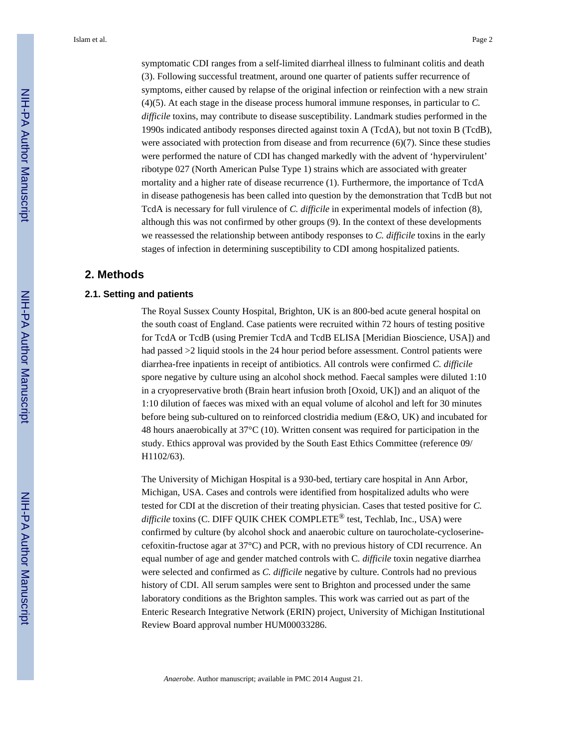symptomatic CDI ranges from a self-limited diarrheal illness to fulminant colitis and death (3). Following successful treatment, around one quarter of patients suffer recurrence of symptoms, either caused by relapse of the original infection or reinfection with a new strain (4)(5). At each stage in the disease process humoral immune responses, in particular to *C. difficile* toxins, may contribute to disease susceptibility. Landmark studies performed in the 1990s indicated antibody responses directed against toxin A (TcdA), but not toxin B (TcdB), were associated with protection from disease and from recurrence (6)(7). Since these studies were performed the nature of CDI has changed markedly with the advent of 'hypervirulent' ribotype 027 (North American Pulse Type 1) strains which are associated with greater mortality and a higher rate of disease recurrence (1). Furthermore, the importance of TcdA in disease pathogenesis has been called into question by the demonstration that TcdB but not TcdA is necessary for full virulence of *C. difficile* in experimental models of infection (8), although this was not confirmed by other groups (9). In the context of these developments we reassessed the relationship between antibody responses to *C. difficile* toxins in the early stages of infection in determining susceptibility to CDI among hospitalized patients.

## 2. Methods

### 2.1. Setting and patients

The Royal Sussex County Hospital, Brighton, UK is an 800-bed acute general hospital on the south coast of England. Case patients were recruited within 72 hours of testing positive for TcdA or TcdB (using Premier TcdA and TcdB ELISA [Meridian Bioscience, USA]) and had passed >2 liquid stools in the 24 hour period before assessment. Control patients were diarrhea-free inpatients in receipt of antibiotics. All controls were confirmed *C. difficile* spore negative by culture using an alcohol shock method. Faecal samples were diluted 1:10 in a cryopreservative broth (Brain heart infusion broth [Oxoid, UK]) and an aliquot of the 1:10 dilution of faeces was mixed with an equal volume of alcohol and left for 30 minutes before being sub-cultured on to reinforced clostridia medium (E&O, UK) and incubated for 48 hours anaerobically at 37°C (10). Written consent was required for participation in the study. Ethics approval was provided by the South East Ethics Committee (reference 09/H1102/63).

The University of Michigan Hospital is a 930-bed, tertiary care hospital in Ann Arbor, Michigan, USA. Cases and controls were identified from hospitalized adults who were tested for CDI at the discretion of their treating physician. Cases that tested positive for *C. difficile* toxins (C. DIFF QUIK CHEK COMPLETE® test, Techlab, Inc., USA) were confirmed by culture (by alcohol shock and anaerobic culture on taurocholate-cycloserine-cefoxitin-fructose agar at 37°C) and PCR, with no previous history of CDI recurrence. An equal number of age and gender matched controls with C. *difficile* toxin negative diarrhea were selected and confirmed as *C. difficile* negative by culture. Controls had no previous history of CDI. All serum samples were sent to Brighton and processed under the same laboratory conditions as the Brighton samples. This work was carried out as part of the Enteric Research Integrative Network (ERIN) project, University of Michigan Institutional Review Board approval number HUM00033286.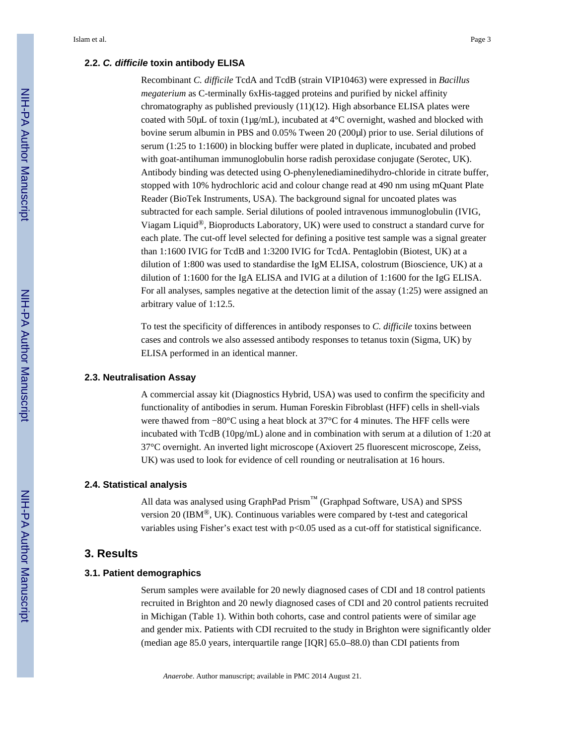### 2.2. *C. difficile* toxin antibody ELISA

Recombinant *C. difficile* TcdA and TcdB (strain VIP10463) were expressed in *Bacillus megaterium* as C-terminally 6xHis-tagged proteins and purified by nickel affinity chromatography as published previously (11)(12). High absorbance ELISA plates were coated with 50μL of toxin (1μg/mL), incubated at 4°C overnight, washed and blocked with bovine serum albumin in PBS and 0.05% Tween 20 (200μl) prior to use. Serial dilutions of serum (1:25 to 1:1600) in blocking buffer were plated in duplicate, incubated and probed with goat-antihuman immunoglobulin horse radish peroxidase conjugate (Serotec, UK). Antibody binding was detected using O-phenylenediaminedihydro-chloride in citrate buffer, stopped with 10% hydrochloric acid and colour change read at 490 nm using mQuant Plate Reader (BioTek Instruments, USA). The background signal for uncoated plates was subtracted for each sample. Serial dilutions of pooled intravenous immunoglobulin (IVIG, Viagam Liquid®, Bioproducts Laboratory, UK) were used to construct a standard curve for each plate. The cut-off level selected for defining a positive test sample was a signal greater than 1:1600 IVIG for TcdB and 1:3200 IVIG for TcdA. Pentaglobin (Biotest, UK) at a dilution of 1:800 was used to standardise the IgM ELISA, colostrum (Bioscience, UK) at a dilution of 1:1600 for the IgA ELISA and IVIG at a dilution of 1:1600 for the IgG ELISA. For all analyses, samples negative at the detection limit of the assay (1:25) were assigned an arbitrary value of 1:12.5.

To test the specificity of differences in antibody responses to *C. difficile* toxins between cases and controls we also assessed antibody responses to tetanus toxin (Sigma, UK) by ELISA performed in an identical manner.

### 2.3. Neutralisation Assay

A commercial assay kit (Diagnostics Hybrid, USA) was used to confirm the specificity and functionality of antibodies in serum. Human Foreskin Fibroblast (HFF) cells in shell-vials were thawed from −80°C using a heat block at 37°C for 4 minutes. The HFF cells were incubated with TcdB (10pg/mL) alone and in combination with serum at a dilution of 1:20 at 37°C overnight. An inverted light microscope (Axiovert 25 fluorescent microscope, Zeiss, UK) was used to look for evidence of cell rounding or neutralisation at 16 hours.

### 2.4. Statistical analysis

All data was analysed using GraphPad Prism™ (Graphpad Software, USA) and SPSS version 20 (IBM®, UK). Continuous variables were compared by t-test and categorical variables using Fisher's exact test with $p<0.05$ used as a cut-off for statistical significance.

## 3. Results

### 3.1. Patient demographics

Serum samples were available for 20 newly diagnosed cases of CDI and 18 control patients recruited in Brighton and 20 newly diagnosed cases of CDI and 20 control patients recruited in Michigan (Table 1). Within both cohorts, case and control patients were of similar age and gender mix. Patients with CDI recruited to the study in Brighton were significantly older (median age 85.0 years, interquartile range [IQR] 65.0–88.0) than CDI patients from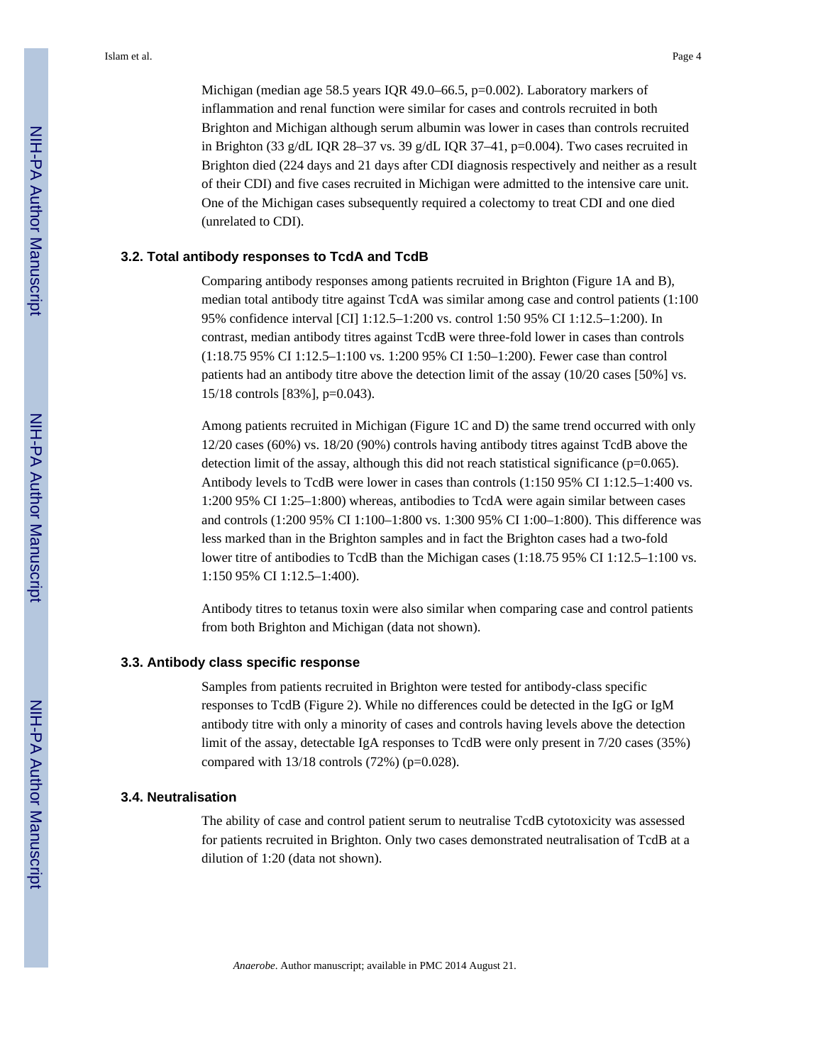Michigan (median age 58.5 years IQR 49.0–66.5, p=0.002). Laboratory markers of inflammation and renal function were similar for cases and controls recruited in both Brighton and Michigan although serum albumin was lower in cases than controls recruited in Brighton (33 g/dL IQR 28–37 vs. 39 g/dL IQR 37–41, p=0.004). Two cases recruited in Brighton died (224 days and 21 days after CDI diagnosis respectively and neither as a result of their CDI) and five cases recruited in Michigan were admitted to the intensive care unit. One of the Michigan cases subsequently required a colectomy to treat CDI and one died (unrelated to CDI).

### 3.2. Total antibody responses to TcdA and TcdB

Comparing antibody responses among patients recruited in Brighton (Figure 1A and B), median total antibody titre against TcdA was similar among case and control patients (1:100 95% confidence interval [CI] 1:12.5–1:200 vs. control 1:50 95% CI 1:12.5–1:200). In contrast, median antibody titres against TcdB were three-fold lower in cases than controls (1:18.75 95% CI 1:12.5–1:100 vs. 1:200 95% CI 1:50–1:200). Fewer case than control patients had an antibody titre above the detection limit of the assay (10/20 cases [50%] vs. 15/18 controls [83%], p=0.043).

Among patients recruited in Michigan (Figure 1C and D) the same trend occurred with only 12/20 cases (60%) vs. 18/20 (90%) controls having antibody titres against TcdB above the detection limit of the assay, although this did not reach statistical significance (p=0.065). Antibody levels to TcdB were lower in cases than controls (1:150 95% CI 1:12.5–1:400 vs. 1:200 95% CI 1:25–1:800) whereas, antibodies to TcdA were again similar between cases and controls (1:200 95% CI 1:100–1:800 vs. 1:300 95% CI 1:00–1:800). This difference was less marked than in the Brighton samples and in fact the Brighton cases had a two-fold lower titre of antibodies to TcdB than the Michigan cases (1:18.75 95% CI 1:12.5–1:100 vs. 1:150 95% CI 1:12.5–1:400).

Antibody titres to tetanus toxin were also similar when comparing case and control patients from both Brighton and Michigan (data not shown).

### 3.3. Antibody class specific response

Samples from patients recruited in Brighton were tested for antibody-class specific responses to TcdB (Figure 2). While no differences could be detected in the IgG or IgM antibody titre with only a minority of cases and controls having levels above the detection limit of the assay, detectable IgA responses to TcdB were only present in 7/20 cases (35%) compared with 13/18 controls (72%) (p=0.028).

### 3.4. Neutralisation

The ability of case and control patient serum to neutralise TcdB cytotoxicity was assessed for patients recruited in Brighton. Only two cases demonstrated neutralisation of TcdB at a dilution of 1:20 (data not shown).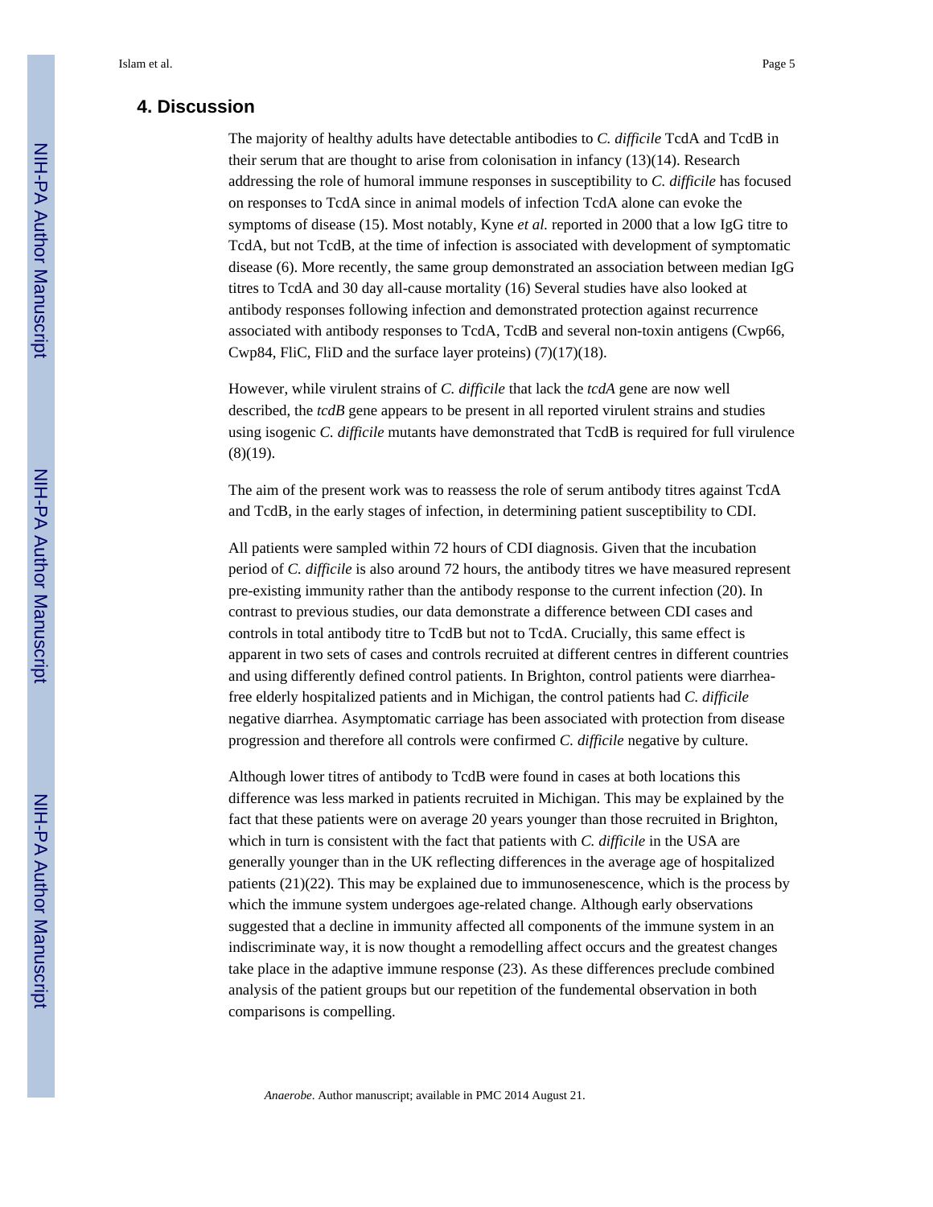## 4. Discussion

The majority of healthy adults have detectable antibodies to *C. difficile* TcdA and TcdB in their serum that are thought to arise from colonisation in infancy (13)(14). Research addressing the role of humoral immune responses in susceptibility to *C. difficile* has focused on responses to TcdA since in animal models of infection TcdA alone can evoke the symptoms of disease (15). Most notably, Kyne *et al.* reported in 2000 that a low IgG titre to TcdA, but not TcdB, at the time of infection is associated with development of symptomatic disease (6). More recently, the same group demonstrated an association between median IgG titres to TcdA and 30 day all-cause mortality (16) Several studies have also looked at antibody responses following infection and demonstrated protection against recurrence associated with antibody responses to TcdA, TcdB and several non-toxin antigens (Cwp66, Cwp84, FliC, FliD and the surface layer proteins) (7)(17)(18).

However, while virulent strains of *C. difficile* that lack the *tcdA* gene are now well described, the *tcdB* gene appears to be present in all reported virulent strains and studies using isogenic *C. difficile* mutants have demonstrated that TcdB is required for full virulence (8)(19).

The aim of the present work was to reassess the role of serum antibody titres against TcdA and TcdB, in the early stages of infection, in determining patient susceptibility to CDI.

All patients were sampled within 72 hours of CDI diagnosis. Given that the incubation period of *C. difficile* is also around 72 hours, the antibody titres we have measured represent pre-existing immunity rather than the antibody response to the current infection (20). In contrast to previous studies, our data demonstrate a difference between CDI cases and controls in total antibody titre to TcdB but not to TcdA. Crucially, this same effect is apparent in two sets of cases and controls recruited at different centres in different countries and using differently defined control patients. In Brighton, control patients were diarrhea-free elderly hospitalized patients and in Michigan, the control patients had *C. difficile* negative diarrhea. Asymptomatic carriage has been associated with protection from disease progression and therefore all controls were confirmed *C. difficile* negative by culture.

Although lower titres of antibody to TcdB were found in cases at both locations this difference was less marked in patients recruited in Michigan. This may be explained by the fact that these patients were on average 20 years younger than those recruited in Brighton, which in turn is consistent with the fact that patients with *C. difficile* in the USA are generally younger than in the UK reflecting differences in the average age of hospitalized patients (21)(22). This may be explained due to immunosenescence, which is the process by which the immune system undergoes age-related change. Although early observations suggested that a decline in immunity affected all components of the immune system in an indiscriminate way, it is now thought a remodelling affect occurs and the greatest changes take place in the adaptive immune response (23). As these differences preclude combined analysis of the patient groups but our repetition of the fundemental observation in both comparisons is compelling.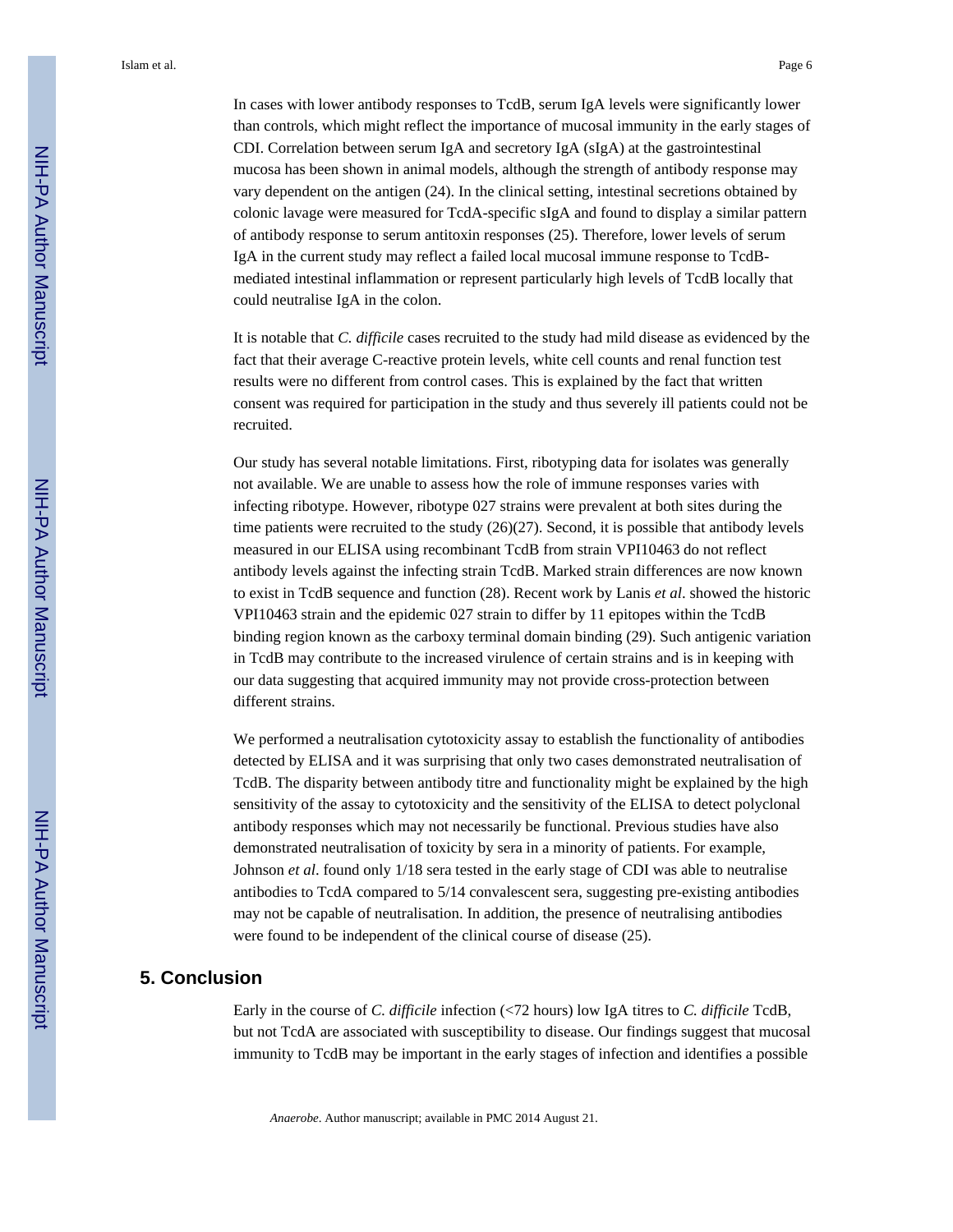In cases with lower antibody responses to TcdB, serum IgA levels were significantly lower than controls, which might reflect the importance of mucosal immunity in the early stages of CDI. Correlation between serum IgA and secretory IgA (sIgA) at the gastrointestinal mucosa has been shown in animal models, although the strength of antibody response may vary dependent on the antigen (24). In the clinical setting, intestinal secretions obtained by colonic lavage were measured for TcdA-specific sIgA and found to display a similar pattern of antibody response to serum antitoxin responses (25). Therefore, lower levels of serum IgA in the current study may reflect a failed local mucosal immune response to TcdB-mediated intestinal inflammation or represent particularly high levels of TcdB locally that could neutralise IgA in the colon.

It is notable that *C. difficile* cases recruited to the study had mild disease as evidenced by the fact that their average C-reactive protein levels, white cell counts and renal function test results were no different from control cases. This is explained by the fact that written consent was required for participation in the study and thus severely ill patients could not be recruited.

Our study has several notable limitations. First, ribotyping data for isolates was generally not available. We are unable to assess how the role of immune responses varies with infecting ribotype. However, ribotype 027 strains were prevalent at both sites during the time patients were recruited to the study (26)(27). Second, it is possible that antibody levels measured in our ELISA using recombinant TcdB from strain VPI10463 do not reflect antibody levels against the infecting strain TcdB. Marked strain differences are now known to exist in TcdB sequence and function (28). Recent work by Lanis *et al*. showed the historic VPI10463 strain and the epidemic 027 strain to differ by 11 epitopes within the TcdB binding region known as the carboxy terminal domain binding (29). Such antigenic variation in TcdB may contribute to the increased virulence of certain strains and is in keeping with our data suggesting that acquired immunity may not provide cross-protection between different strains.

We performed a neutralisation cytotoxicity assay to establish the functionality of antibodies detected by ELISA and it was surprising that only two cases demonstrated neutralisation of TcdB. The disparity between antibody titre and functionality might be explained by the high sensitivity of the assay to cytotoxicity and the sensitivity of the ELISA to detect polyclonal antibody responses which may not necessarily be functional. Previous studies have also demonstrated neutralisation of toxicity by sera in a minority of patients. For example, Johnson *et al*. found only 1/18 sera tested in the early stage of CDI was able to neutralise antibodies to TcdA compared to 5/14 convalescent sera, suggesting pre-existing antibodies may not be capable of neutralisation. In addition, the presence of neutralising antibodies were found to be independent of the clinical course of disease (25).

## 5. Conclusion

Early in the course of *C. difficile* infection (<72 hours) low IgA titres to *C. difficile* TcdB, but not TcdA are associated with susceptibility to disease. Our findings suggest that mucosal immunity to TcdB may be important in the early stages of infection and identifies a possible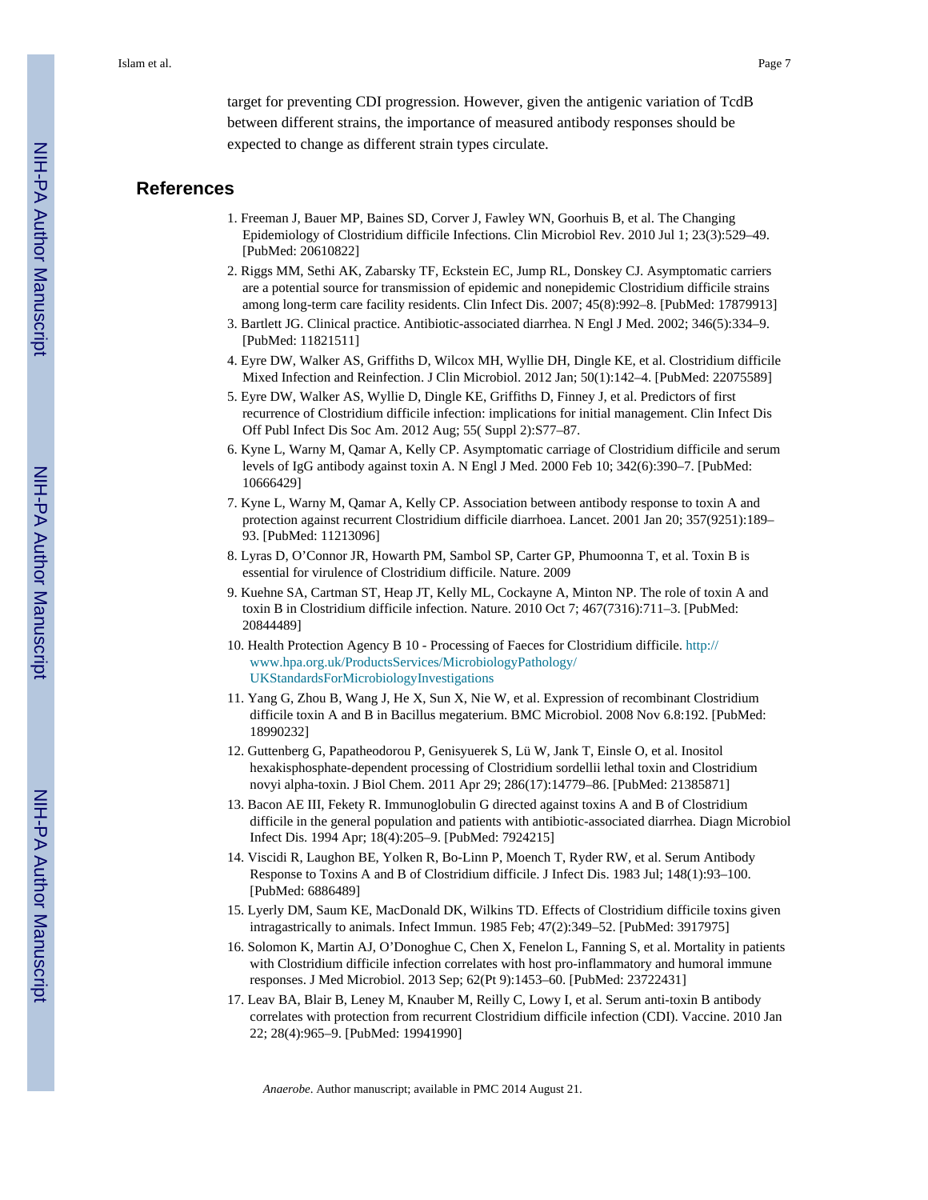target for preventing CDI progression. However, given the antigenic variation of TcdB between different strains, the importance of measured antibody responses should be expected to change as different strain types circulate.

## References

1. Freeman J, Bauer MP, Baines SD, Corver J, Fawley WN, Goorhuis B, et al. The Changing Epidemiology of Clostridium difficile Infections. Clin Microbiol Rev. 2010 Jul 1; 23(3):529–49. [PubMed: 20610822]
2. Riggs MM, Sethi AK, Zabarsky TF, Eckstein EC, Jump RL, Donskey CJ. Asymptomatic carriers are a potential source for transmission of epidemic and nonepidemic Clostridium difficile strains among long-term care facility residents. Clin Infect Dis. 2007; 45(8):992–8. [PubMed: 17879913]
3. Bartlett JG. Clinical practice. Antibiotic-associated diarrhea. N Engl J Med. 2002; 346(5):334–9. [PubMed: 11821511]
4. Eyre DW, Walker AS, Griffiths D, Wilcox MH, Wyllie DH, Dingle KE, et al. Clostridium difficile Mixed Infection and Reinfection. J Clin Microbiol. 2012 Jan; 50(1):142–4. [PubMed: 22075589]
5. Eyre DW, Walker AS, Wyllie D, Dingle KE, Griffiths D, Finney J, et al. Predictors of first recurrence of Clostridium difficile infection: implications for initial management. Clin Infect Dis Off Publ Infect Dis Soc Am. 2012 Aug; 55( Suppl 2):S77–87.
6. Kyne L, Warny M, Qamar A, Kelly CP. Asymptomatic carriage of Clostridium difficile and serum levels of IgG antibody against toxin A. N Engl J Med. 2000 Feb 10; 342(6):390–7. [PubMed: 10666429]
7. Kyne L, Warny M, Qamar A, Kelly CP. Association between antibody response to toxin A and protection against recurrent Clostridium difficile diarrhoea. Lancet. 2001 Jan 20; 357(9251):189–93. [PubMed: 11213096]
8. Lyras D, O'Connor JR, Howarth PM, Sambol SP, Carter GP, Phumoonna T, et al. Toxin B is essential for virulence of Clostridium difficile. Nature. 2009
9. Kuehne SA, Cartman ST, Heap JT, Kelly ML, Cockayne A, Minton NP. The role of toxin A and toxin B in Clostridium difficile infection. Nature. 2010 Oct 7; 467(7316):711–3. [PubMed: 20844489]
10. Health Protection Agency B 10 - Processing of Faeces for Clostridium difficile. http://www.hpa.org.uk/ProductsServices/MicrobiologyPathology/UKStandardsForMicrobiologyInvestigations
11. Yang G, Zhou B, Wang J, He X, Sun X, Nie W, et al. Expression of recombinant Clostridium difficile toxin A and B in Bacillus megaterium. BMC Microbiol. 2008 Nov 6.8:192. [PubMed: 18990232]
12. Guttenberg G, Papatheodorou P, Genisyuerek S, Lü W, Jank T, Einsle O, et al. Inositol hexakisphosphate-dependent processing of Clostridium sordellii lethal toxin and Clostridium novyi alpha-toxin. J Biol Chem. 2011 Apr 29; 286(17):14779–86. [PubMed: 21385871]
13. Bacon AE III, Fekety R. Immunoglobulin G directed against toxins A and B of Clostridium difficile in the general population and patients with antibiotic-associated diarrhea. Diagn Microbiol Infect Dis. 1994 Apr; 18(4):205–9. [PubMed: 7924215]
14. Viscidi R, Laughon BE, Yolken R, Bo-Linn P, Moench T, Ryder RW, et al. Serum Antibody Response to Toxins A and B of Clostridium difficile. J Infect Dis. 1983 Jul; 148(1):93–100. [PubMed: 6886489]
15. Lyerly DM, Saum KE, MacDonald DK, Wilkins TD. Effects of Clostridium difficile toxins given intragastrically to animals. Infect Immun. 1985 Feb; 47(2):349–52. [PubMed: 3917975]
16. Solomon K, Martin AJ, O'Donoghue C, Chen X, Fenelon L, Fanning S, et al. Mortality in patients with Clostridium difficile infection correlates with host pro-inflammatory and humoral immune responses. J Med Microbiol. 2013 Sep; 62(Pt 9):1453–60. [PubMed: 23722431]
17. Leav BA, Blair B, Leney M, Knauber M, Reilly C, Lowy I, et al. Serum anti-toxin B antibody correlates with protection from recurrent Clostridium difficile infection (CDI). Vaccine. 2010 Jan 22; 28(4):965–9. [PubMed: 19941990]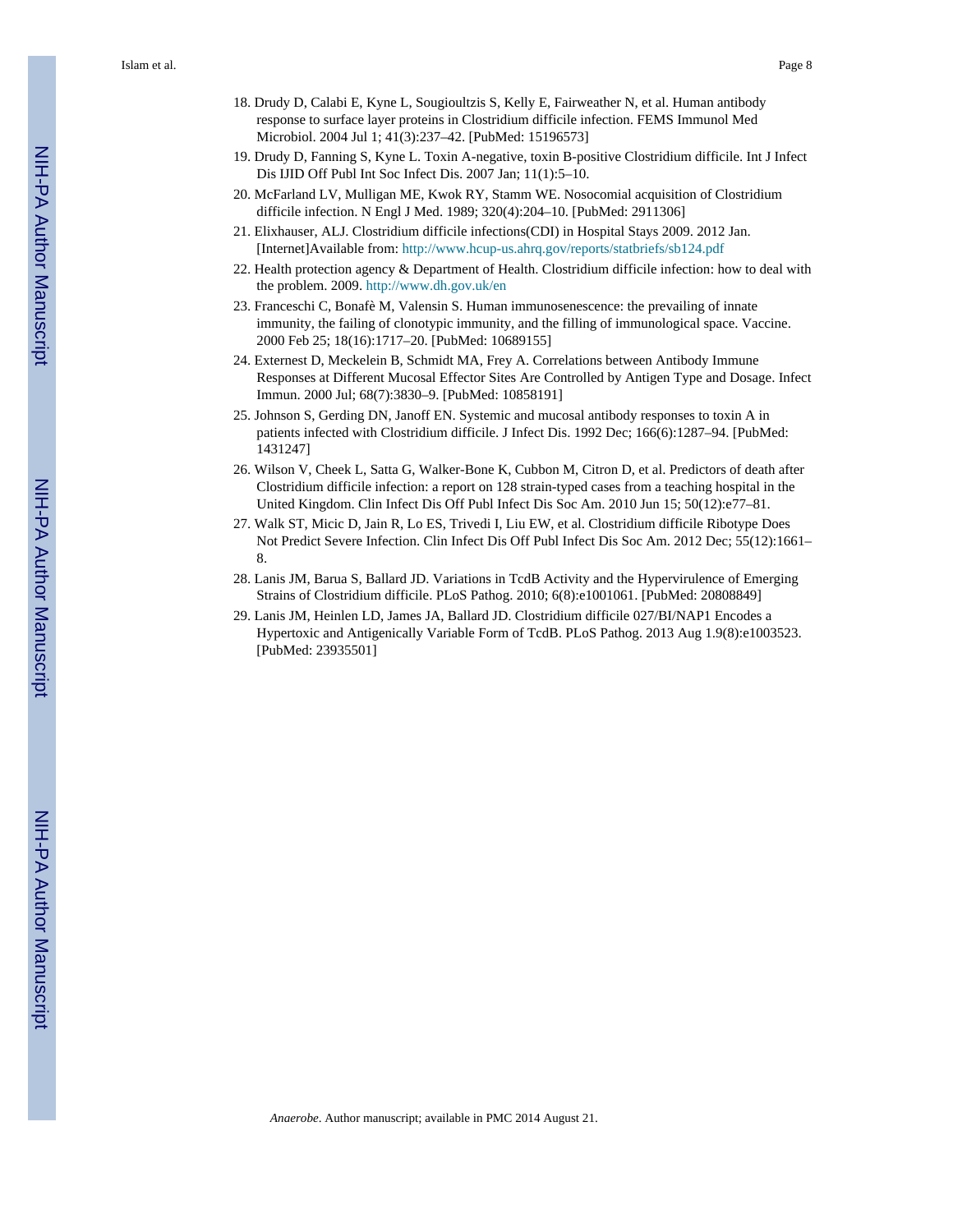18. Drudy D, Calabi E, Kyne L, Sougioultzis S, Kelly E, Fairweather N, et al. Human antibody response to surface layer proteins in Clostridium difficile infection. FEMS Immunol Med Microbiol. 2004 Jul 1; 41(3):237–42. [PubMed: 15196573]
19. Drudy D, Fanning S, Kyne L. Toxin A-negative, toxin B-positive Clostridium difficile. Int J Infect Dis IJID Off Publ Int Soc Infect Dis. 2007 Jan; 11(1):5–10.
20. McFarland LV, Mulligan ME, Kwok RY, Stamm WE. Nosocomial acquisition of Clostridium difficile infection. N Engl J Med. 1989; 320(4):204–10. [PubMed: 2911306]
21. Elixhauser, ALJ. Clostridium difficile infections(CDI) in Hospital Stays 2009. 2012 Jan. [Internet]Available from: http://www.hcup-us.ahrq.gov/reports/statbriefs/sb124.pdf
22. Health protection agency & Department of Health. Clostridium difficile infection: how to deal with the problem. 2009. http://www.dh.gov.uk/en
23. Franceschi C, Bonafè M, Valensin S. Human immunosenescence: the prevailing of innate immunity, the failing of clonotypic immunity, and the filling of immunological space. Vaccine. 2000 Feb 25; 18(16):1717–20. [PubMed: 10689155]
24. Externest D, Meckelein B, Schmidt MA, Frey A. Correlations between Antibody Immune Responses at Different Mucosal Effector Sites Are Controlled by Antigen Type and Dosage. Infect Immun. 2000 Jul; 68(7):3830–9. [PubMed: 10858191]
25. Johnson S, Gerding DN, Janoff EN. Systemic and mucosal antibody responses to toxin A in patients infected with Clostridium difficile. J Infect Dis. 1992 Dec; 166(6):1287–94. [PubMed: 1431247]
26. Wilson V, Cheek L, Satta G, Walker-Bone K, Cubbon M, Citron D, et al. Predictors of death after Clostridium difficile infection: a report on 128 strain-typed cases from a teaching hospital in the United Kingdom. Clin Infect Dis Off Publ Infect Dis Soc Am. 2010 Jun 15; 50(12):e77–81.
27. Walk ST, Micic D, Jain R, Lo ES, Trivedi I, Liu EW, et al. Clostridium difficile Ribotype Does Not Predict Severe Infection. Clin Infect Dis Off Publ Infect Dis Soc Am. 2012 Dec; 55(12):1661–8.
28. Lanis JM, Barua S, Ballard JD. Variations in TcdB Activity and the Hypervirulence of Emerging Strains of Clostridium difficile. PLoS Pathog. 2010; 6(8):e1001061. [PubMed: 20808849]
29. Lanis JM, Heinlen LD, James JA, Ballard JD. Clostridium difficile 027/BI/NAP1 Encodes a Hypertoxic and Antigenically Variable Form of TcdB. PLoS Pathog. 2013 Aug 1.9(8):e1003523. [PubMed: 23935501]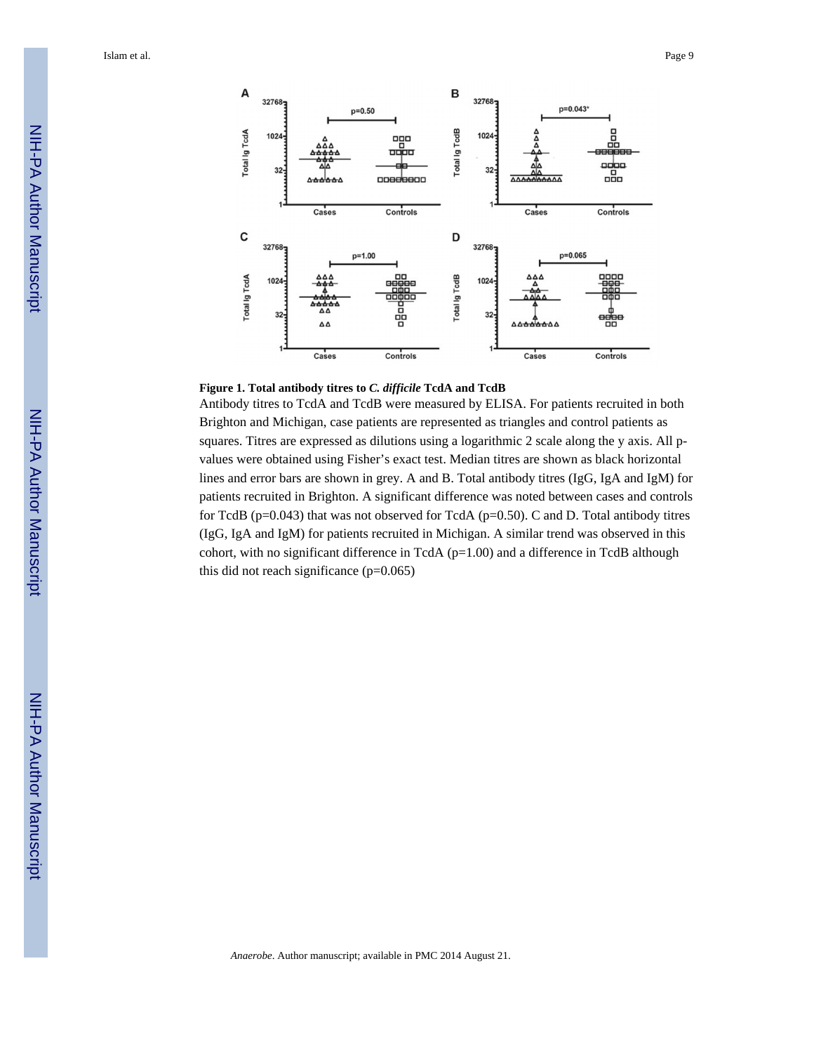**Figure 1. Total antibody titres to *C. difficile* TcdA and TcdB**

Antibody titres to TcdA and TcdB were measured by ELISA. For patients recruited in both Brighton and Michigan, case patients are represented as triangles and control patients as squares. Titres are expressed as dilutions using a logarithmic 2 scale along the y axis. All p-values were obtained using Fisher's exact test. Median titres are shown as black horizontal lines and error bars are shown in grey. A and B. Total antibody titres (IgG, IgA and IgM) for patients recruited in Brighton. A significant difference was noted between cases and controls for TcdB ($p=0.043$) that was not observed for TcdA ($p=0.50$). C and D. Total antibody titres (IgG, IgA and IgM) for patients recruited in Michigan. A similar trend was observed in this cohort, with no significant difference in TcdA ($p=1.00$) and a difference in TcdB although this did not reach significance ($p=0.065$)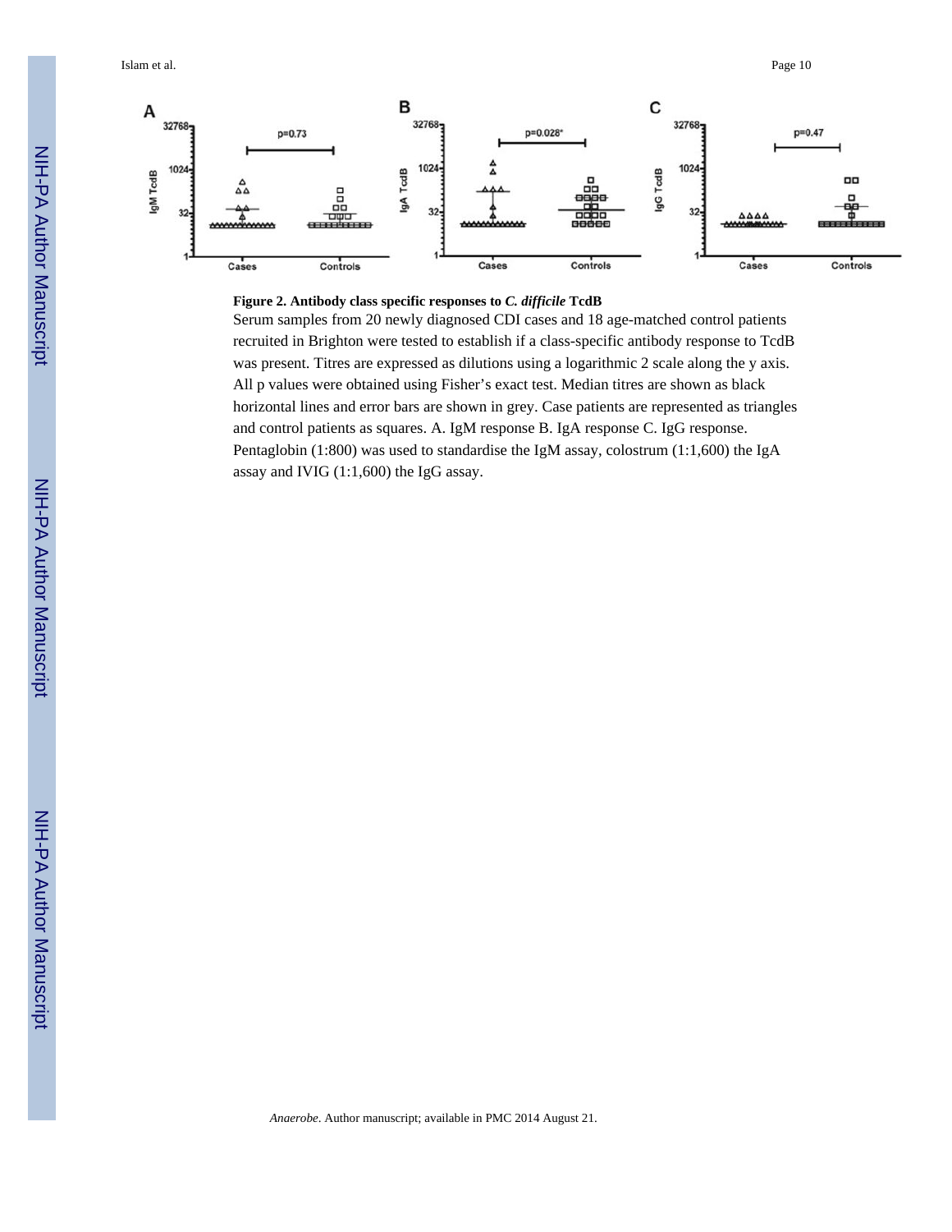**Figure 2. Antibody class specific responses to *C. difficile* TcdB**

Serum samples from 20 newly diagnosed CDI cases and 18 age-matched control patients recruited in Brighton were tested to establish if a class-specific antibody response to TcdB was present. Titres are expressed as dilutions using a logarithmic 2 scale along the y axis. All p values were obtained using Fisher's exact test. Median titres are shown as black horizontal lines and error bars are shown in grey. Case patients are represented as triangles and control patients as squares. A. IgM response B. IgA response C. IgG response. Pentaglobin (1:800) was used to standardise the IgM assay, colostrum (1:1,600) the IgA assay and IVIG (1:1,600) the IgG assay.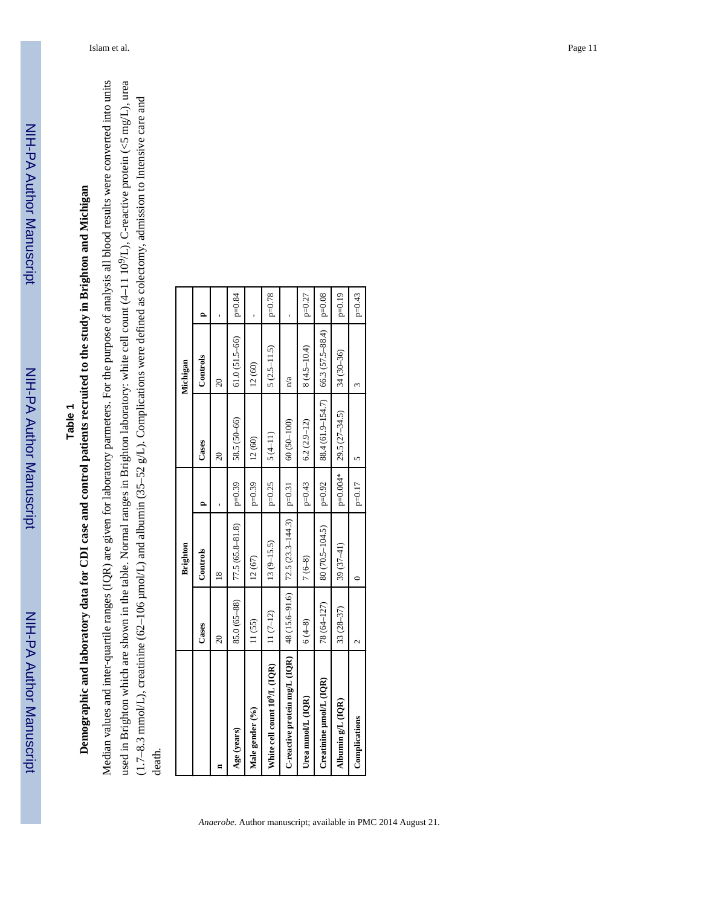## Table 1

**Demographic and laboratory data for CDI case and control patients recruited to the study in Brighton and Michigan**

Median values and inter-quartile ranges (IQR) are given for laboratory parmeters. For the purpose of analysis all blood results were converted into units used in Brighton which are shown in the table. Normal ranges in Brighton laboratory: white cell count (4–11 $10^9$/L), C-reactive protein (<5 mg/L), urea (1.7–8.3 mmol/L), creatinine (62–106 µmol/L) and albumin (35–52 g/L). Complications were defined as colectomy, admission to Intensive care and death.

| | Brighton | | | Michigan | | |
|---|---|---|---|---|---|---|
| | **Cases** | **Controls** | **p** | **Cases** | **Controls** | **p** |
| **n** | 20 | 18 | - | 20 | 20 | - |
| **Age (years)** | 85.0 (65–88) | 77.5 (65.8–81.8) | p=0.39 | 58.5 (50–66) | 61.0 (51.5–66) | p=0.84 |
| **Male gender (%)** | 11 (55) | 12 (67) | p=0.39 | 12 (60) | 12 (60) | - |
| **White cell count $10^9$/L (IQR)** | 11 (7–12) | 13 (9–15.5) | p=0.25 | 5 (4–11) | 5 (2.5–11.5) | p=0.78 |
| **C-reactive protein mg/L (IQR)** | 48 (15.6–91.6) | 72.5 (23.3–144.3) | p=0.31 | 60 (50–100) | n/a | - |
| **Urea mmol/L (IQR)** | 6 (4–8) | 7 (6–8) | p=0.43 | 6.2 (2.9–12) | 8 (4.5–10.4) | p=0.27 |
| **Creatinine µmol/L (IQR)** | 78 (64–127) | 80 (70.5–104.5) | p=0.92 | 88.4 (61.9–154.7) | 66.3 (57.5–88.4) | p=0.08 |
| **Albumin g/L (IQR)** | 33 (28–37) | 39 (37–41) | p=0.004* | 29.5 (27–34.5) | 34 (30–36) | p=0.19 |
| **Complications** | 2 | 0 | p=0.17 | 5 | 3 | p=0.43 |